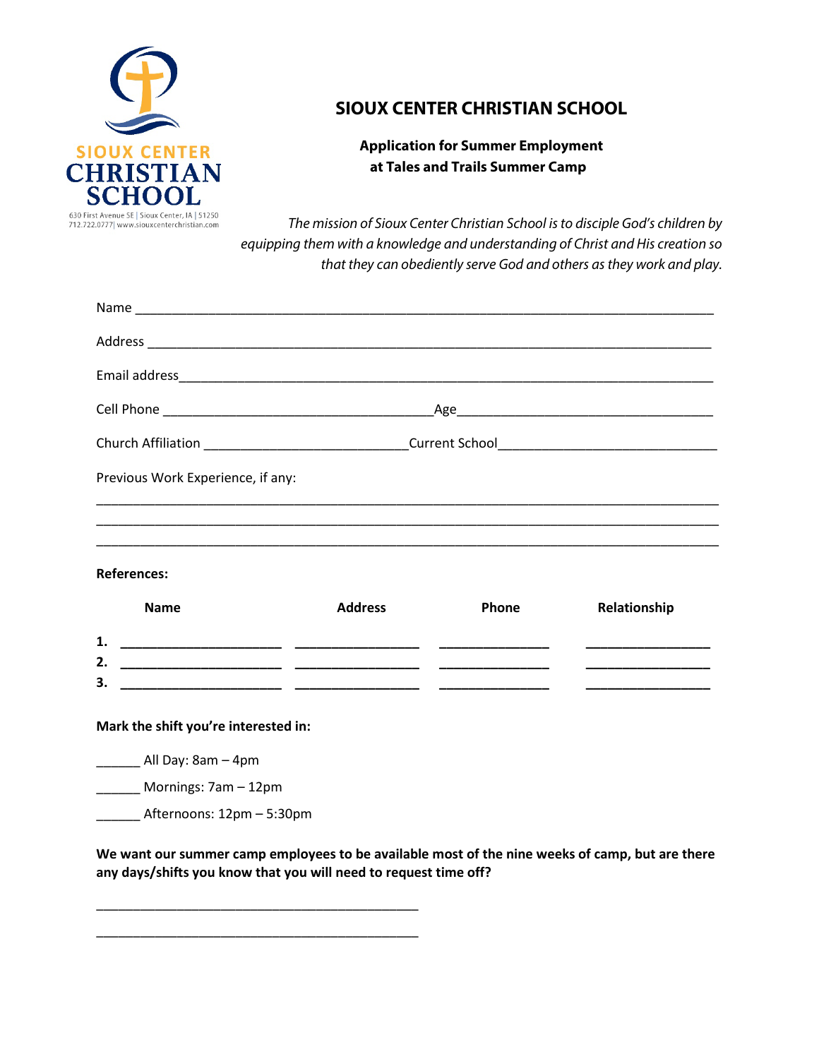SIOUX CENTER CHRISTIAN SCHOOL

630 First Avenue SE | Sioux Center, IA | 51250
712.722.0777| www.siouxcenterchristian.com

# SIOUX CENTER CHRISTIAN SCHOOL

**Application for Summer Employment at Tales and Trails Summer Camp**

*The mission of Sioux Center Christian School is to disciple God's children by equipping them with a knowledge and understanding of Christ and His creation so that they can obediently serve God and others as they work and play.*

Name ___________________________________________________________________________

Address _________________________________________________________________________

Email address_____________________________________________________________________

Cell Phone ____________________________________Age___________________________________

Church Affiliation ___________________________Current School______________________________

Previous Work Experience, if any:

___________________________________________________________________________________

___________________________________________________________________________________

___________________________________________________________________________________

**References:**

| | Name | Address | Phone | Relationship |
|---|---|---|---|---|
| **1.** | ______________________ | _________________ | _______________ | _________________ |
| **2.** | ______________________ | _________________ | _______________ | _________________ |
| **3.** | ______________________ | _________________ | _______________ | _________________ |

**Mark the shift you're interested in:**

______ All Day: 8am – 4pm

______ Mornings: 7am – 12pm

______ Afternoons: 12pm – 5:30pm

**We want our summer camp employees to be available most of the nine weeks of camp, but are there any days/shifts you know that you will need to request time off?**

____________________________________________

____________________________________________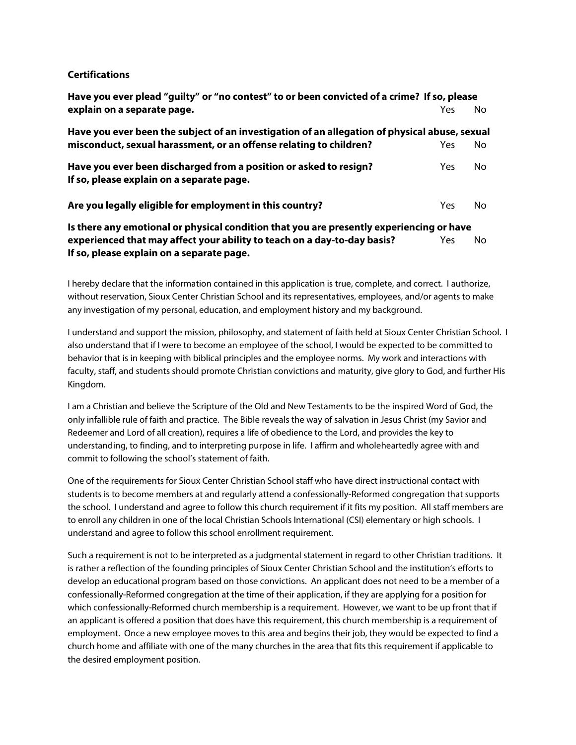**Certifications**

**Have you ever plead "guilty" or "no contest" to or been convicted of a crime? If so, please explain on a separate page.** Yes No

**Have you ever been the subject of an investigation of an allegation of physical abuse, sexual misconduct, sexual harassment, or an offense relating to children?** Yes No

**Have you ever been discharged from a position or asked to resign? If so, please explain on a separate page.** Yes No

**Are you legally eligible for employment in this country?** Yes No

**Is there any emotional or physical condition that you are presently experiencing or have experienced that may affect your ability to teach on a day-to-day basis? If so, please explain on a separate page.** Yes No

I hereby declare that the information contained in this application is true, complete, and correct. I authorize, without reservation, Sioux Center Christian School and its representatives, employees, and/or agents to make any investigation of my personal, education, and employment history and my background.

I understand and support the mission, philosophy, and statement of faith held at Sioux Center Christian School. I also understand that if I were to become an employee of the school, I would be expected to be committed to behavior that is in keeping with biblical principles and the employee norms. My work and interactions with faculty, staff, and students should promote Christian convictions and maturity, give glory to God, and further His Kingdom.

I am a Christian and believe the Scripture of the Old and New Testaments to be the inspired Word of God, the only infallible rule of faith and practice. The Bible reveals the way of salvation in Jesus Christ (my Savior and Redeemer and Lord of all creation), requires a life of obedience to the Lord, and provides the key to understanding, to finding, and to interpreting purpose in life. I affirm and wholeheartedly agree with and commit to following the school's statement of faith.

One of the requirements for Sioux Center Christian School staff who have direct instructional contact with students is to become members at and regularly attend a confessionally-Reformed congregation that supports the school. I understand and agree to follow this church requirement if it fits my position. All staff members are to enroll any children in one of the local Christian Schools International (CSI) elementary or high schools. I understand and agree to follow this school enrollment requirement.

Such a requirement is not to be interpreted as a judgmental statement in regard to other Christian traditions. It is rather a reflection of the founding principles of Sioux Center Christian School and the institution's efforts to develop an educational program based on those convictions. An applicant does not need to be a member of a confessionally-Reformed congregation at the time of their application, if they are applying for a position for which confessionally-Reformed church membership is a requirement. However, we want to be up front that if an applicant is offered a position that does have this requirement, this church membership is a requirement of employment. Once a new employee moves to this area and begins their job, they would be expected to find a church home and affiliate with one of the many churches in the area that fits this requirement if applicable to the desired employment position.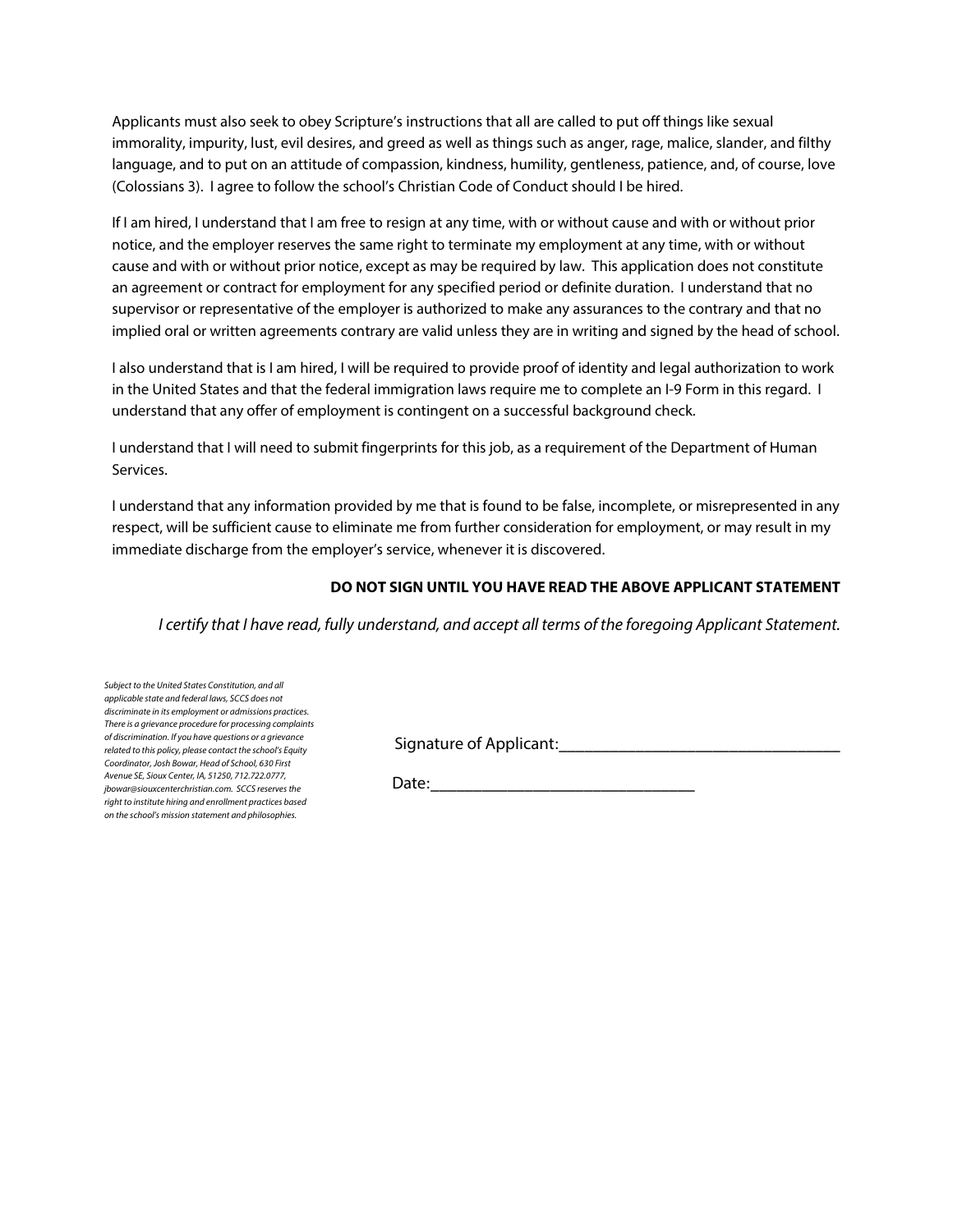Applicants must also seek to obey Scripture's instructions that all are called to put off things like sexual immorality, impurity, lust, evil desires, and greed as well as things such as anger, rage, malice, slander, and filthy language, and to put on an attitude of compassion, kindness, humility, gentleness, patience, and, of course, love (Colossians 3). I agree to follow the school's Christian Code of Conduct should I be hired.

If I am hired, I understand that I am free to resign at any time, with or without cause and with or without prior notice, and the employer reserves the same right to terminate my employment at any time, with or without cause and with or without prior notice, except as may be required by law. This application does not constitute an agreement or contract for employment for any specified period or definite duration. I understand that no supervisor or representative of the employer is authorized to make any assurances to the contrary and that no implied oral or written agreements contrary are valid unless they are in writing and signed by the head of school.

I also understand that is I am hired, I will be required to provide proof of identity and legal authorization to work in the United States and that the federal immigration laws require me to complete an I-9 Form in this regard. I understand that any offer of employment is contingent on a successful background check.

I understand that I will need to submit fingerprints for this job, as a requirement of the Department of Human Services.

I understand that any information provided by me that is found to be false, incomplete, or misrepresented in any respect, will be sufficient cause to eliminate me from further consideration for employment, or may result in my immediate discharge from the employer's service, whenever it is discovered.

**DO NOT SIGN UNTIL YOU HAVE READ THE ABOVE APPLICANT STATEMENT**

*I certify that I have read, fully understand, and accept all terms of the foregoing Applicant Statement.*

*Subject to the United States Constitution, and all applicable state and federal laws, SCCS does not discriminate in its employment or admissions practices. There is a grievance procedure for processing complaints of discrimination. If you have questions or a grievance related to this policy, please contact the school's Equity Coordinator, Josh Bowar, Head of School, 630 First Avenue SE, Sioux Center, IA, 51250, 712.722.0777, jbowar@siouxcenterchristian.com. SCCS reserves the right to institute hiring and enrollment practices based on the school's mission statement and philosophies.*

Signature of Applicant:_________________________________

Date:______________________________